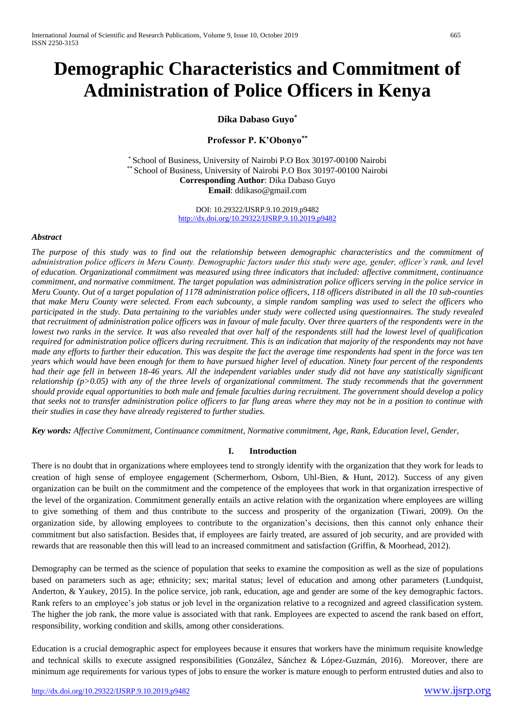# Demographic Characteristics and Commitment of Administration of Police Officers in Kenya

**Dika Dabaso Guyo[*]**

**Professor P. K'Obonyo[**]**

[*] School of Business, University of Nairobi P.O Box 30197-00100 Nairobi
[**] School of Business, University of Nairobi P.O Box 30197-00100 Nairobi
**Corresponding Author**: Dika Dabaso Guyo
**Email**: ddikaso@gmail.com

DOI: 10.29322/IJSRP.9.10.2019.p9482
http://dx.doi.org/10.29322/IJSRP.9.10.2019.p9482

***Abstract***

*The purpose of this study was to find out the relationship between demographic characteristics and the commitment of administration police officers in Meru County. Demographic factors under this study were age, gender, officer's rank, and level of education. Organizational commitment was measured using three indicators that included: affective commitment, continuance commitment, and normative commitment. The target population was administration police officers serving in the police service in Meru County. Out of a target population of 1178 administration police officers, 118 officers distributed in all the 10 sub-counties that make Meru County were selected. From each subcounty, a simple random sampling was used to select the officers who participated in the study. Data pertaining to the variables under study were collected using questionnaires. The study revealed that recruitment of administration police officers was in favour of male faculty. Over three quarters of the respondents were in the lowest two ranks in the service. It was also revealed that over half of the respondents still had the lowest level of qualification required for administration police officers during recruitment. This is an indication that majority of the respondents may not have made any efforts to further their education. This was despite the fact the average time respondents had spent in the force was ten years which would have been enough for them to have pursued higher level of education. Ninety four percent of the respondents had their age fell in between 18-46 years. All the independent variables under study did not have any statistically significant relationship ($p>0.05$) with any of the three levels of organizational commitment. The study recommends that the government should provide equal opportunities to both male and female faculties during recruitment. The government should develop a policy that seeks not to transfer administration police officers to far flung areas where they may not be in a position to continue with their studies in case they have already registered to further studies.*

***Key words:*** *Affective Commitment, Continuance commitment, Normative commitment, Age, Rank, Education level, Gender,*

## I. Introduction

There is no doubt that in organizations where employees tend to strongly identify with the organization that they work for leads to creation of high sense of employee engagement (Schermerhorn, Osborn, Uhl-Bien, & Hunt, 2012). Success of any given organization can be built on the commitment and the competence of the employees that work in that organization irrespective of the level of the organization. Commitment generally entails an active relation with the organization where employees are willing to give something of them and thus contribute to the success and prosperity of the organization (Tiwari, 2009). On the organization side, by allowing employees to contribute to the organization's decisions, then this cannot only enhance their commitment but also satisfaction. Besides that, if employees are fairly treated, are assured of job security, and are provided with rewards that are reasonable then this will lead to an increased commitment and satisfaction (Griffin, & Moorhead, 2012).

Demography can be termed as the science of population that seeks to examine the composition as well as the size of populations based on parameters such as age; ethnicity; sex; marital status; level of education and among other parameters (Lundquist, Anderton, & Yaukey, 2015). In the police service, job rank, education, age and gender are some of the key demographic factors. Rank refers to an employee's job status or job level in the organization relative to a recognized and agreed classification system. The higher the job rank, the more value is associated with that rank. Employees are expected to ascend the rank based on effort, responsibility, working condition and skills, among other considerations.

Education is a crucial demographic aspect for employees because it ensures that workers have the minimum requisite knowledge and technical skills to execute assigned responsibilities (González, Sánchez & López-Guzmán, 2016). Moreover, there are minimum age requirements for various types of jobs to ensure the worker is mature enough to perform entrusted duties and also to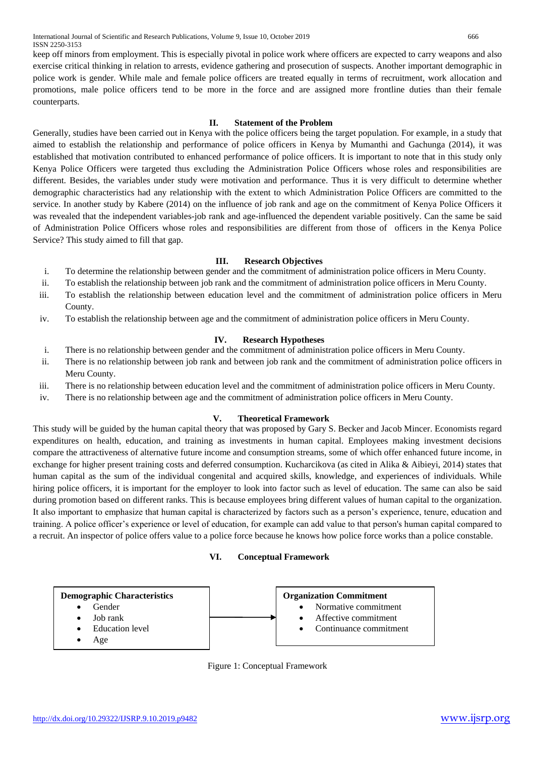keep off minors from employment. This is especially pivotal in police work where officers are expected to carry weapons and also exercise critical thinking in relation to arrests, evidence gathering and prosecution of suspects. Another important demographic in police work is gender. While male and female police officers are treated equally in terms of recruitment, work allocation and promotions, male police officers tend to be more in the force and are assigned more frontline duties than their female counterparts.

## II. Statement of the Problem

Generally, studies have been carried out in Kenya with the police officers being the target population. For example, in a study that aimed to establish the relationship and performance of police officers in Kenya by Mumanthi and Gachunga (2014), it was established that motivation contributed to enhanced performance of police officers. It is important to note that in this study only Kenya Police Officers were targeted thus excluding the Administration Police Officers whose roles and responsibilities are different. Besides, the variables under study were motivation and performance. Thus it is very difficult to determine whether demographic characteristics had any relationship with the extent to which Administration Police Officers are committed to the service. In another study by Kabere (2014) on the influence of job rank and age on the commitment of Kenya Police Officers it was revealed that the independent variables-job rank and age-influenced the dependent variable positively. Can the same be said of Administration Police Officers whose roles and responsibilities are different from those of officers in the Kenya Police Service? This study aimed to fill that gap.

## III. Research Objectives

i. To determine the relationship between gender and the commitment of administration police officers in Meru County.
ii. To establish the relationship between job rank and the commitment of administration police officers in Meru County.
iii. To establish the relationship between education level and the commitment of administration police officers in Meru County.
iv. To establish the relationship between age and the commitment of administration police officers in Meru County.

## IV. Research Hypotheses

i. There is no relationship between gender and the commitment of administration police officers in Meru County.
ii. There is no relationship between job rank and between job rank and the commitment of administration police officers in Meru County.
iii. There is no relationship between education level and the commitment of administration police officers in Meru County.
iv. There is no relationship between age and the commitment of administration police officers in Meru County.

## V. Theoretical Framework

This study will be guided by the human capital theory that was proposed by Gary S. Becker and Jacob Mincer. Economists regard expenditures on health, education, and training as investments in human capital. Employees making investment decisions compare the attractiveness of alternative future income and consumption streams, some of which offer enhanced future income, in exchange for higher present training costs and deferred consumption. Kucharcikova (as cited in Alika & Aibieyi, 2014) states that human capital as the sum of the individual congenital and acquired skills, knowledge, and experiences of individuals. While hiring police officers, it is important for the employer to look into factor such as level of education. The same can also be said during promotion based on different ranks. This is because employees bring different values of human capital to the organization. It also important to emphasize that human capital is characterized by factors such as a person's experience, tenure, education and training. A police officer's experience or level of education, for example can add value to that person's human capital compared to a recruit. An inspector of police offers value to a police force because he knows how police force works than a police constable.

## VI. Conceptual Framework

**Demographic Characteristics**
- Gender
- Job rank
- Education level
- Age

→

**Organization Commitment**
- Normative commitment
- Affective commitment
- Continuance commitment

Figure 1: Conceptual Framework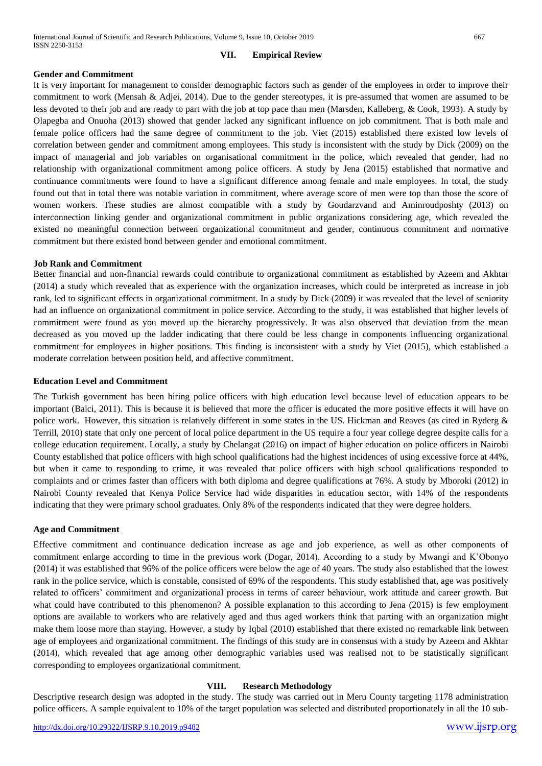## VII. Empirical Review

### Gender and Commitment

It is very important for management to consider demographic factors such as gender of the employees in order to improve their commitment to work (Mensah & Adjei, 2014). Due to the gender stereotypes, it is pre-assumed that women are assumed to be less devoted to their job and are ready to part with the job at top pace than men (Marsden, Kalleberg, & Cook, 1993). A study by Olapegba and Onuoha (2013) showed that gender lacked any significant influence on job commitment. That is both male and female police officers had the same degree of commitment to the job. Viet (2015) established there existed low levels of correlation between gender and commitment among employees. This study is inconsistent with the study by Dick (2009) on the impact of managerial and job variables on organisational commitment in the police, which revealed that gender, had no relationship with organizational commitment among police officers. A study by Jena (2015) established that normative and continuance commitments were found to have a significant difference among female and male employees. In total, the study found out that in total there was notable variation in commitment, where average score of men were top than those the score of women workers. These studies are almost compatible with a study by Goudarzvand and Aminroudposhty (2013) on interconnection linking gender and organizational commitment in public organizations considering age, which revealed the existed no meaningful connection between organizational commitment and gender, continuous commitment and normative commitment but there existed bond between gender and emotional commitment.

### Job Rank and Commitment

Better financial and non-financial rewards could contribute to organizational commitment as established by Azeem and Akhtar (2014) a study which revealed that as experience with the organization increases, which could be interpreted as increase in job rank, led to significant effects in organizational commitment. In a study by Dick (2009) it was revealed that the level of seniority had an influence on organizational commitment in police service. According to the study, it was established that higher levels of commitment were found as you moved up the hierarchy progressively. It was also observed that deviation from the mean decreased as you moved up the ladder indicating that there could be less change in components influencing organizational commitment for employees in higher positions. This finding is inconsistent with a study by Viet (2015), which established a moderate correlation between position held, and affective commitment.

### Education Level and Commitment

The Turkish government has been hiring police officers with high education level because level of education appears to be important (Balci, 2011). This is because it is believed that more the officer is educated the more positive effects it will have on police work. However, this situation is relatively different in some states in the US. Hickman and Reaves (as cited in Ryderg & Terrill, 2010) state that only one percent of local police department in the US require a four year college degree despite calls for a college education requirement. Locally, a study by Chelangat (2016) on impact of higher education on police officers in Nairobi County established that police officers with high school qualifications had the highest incidences of using excessive force at 44%, but when it came to responding to crime, it was revealed that police officers with high school qualifications responded to complaints and or crimes faster than officers with both diploma and degree qualifications at 76%. A study by Mboroki (2012) in Nairobi County revealed that Kenya Police Service had wide disparities in education sector, with 14% of the respondents indicating that they were primary school graduates. Only 8% of the respondents indicated that they were degree holders.

### Age and Commitment

Effective commitment and continuance dedication increase as age and job experience, as well as other components of commitment enlarge according to time in the previous work (Dogar, 2014). According to a study by Mwangi and K'Obonyo (2014) it was established that 96% of the police officers were below the age of 40 years. The study also established that the lowest rank in the police service, which is constable, consisted of 69% of the respondents. This study established that, age was positively related to officers' commitment and organizational process in terms of career behaviour, work attitude and career growth. But what could have contributed to this phenomenon? A possible explanation to this according to Jena (2015) is few employment options are available to workers who are relatively aged and thus aged workers think that parting with an organization might make them loose more than staying. However, a study by Iqbal (2010) established that there existed no remarkable link between age of employees and organizational commitment. The findings of this study are in consensus with a study by Azeem and Akhtar (2014), which revealed that age among other demographic variables used was realised not to be statistically significant corresponding to employees organizational commitment.

## VIII. Research Methodology

Descriptive research design was adopted in the study. The study was carried out in Meru County targeting 1178 administration police officers. A sample equivalent to 10% of the target population was selected and distributed proportionately in all the 10 sub-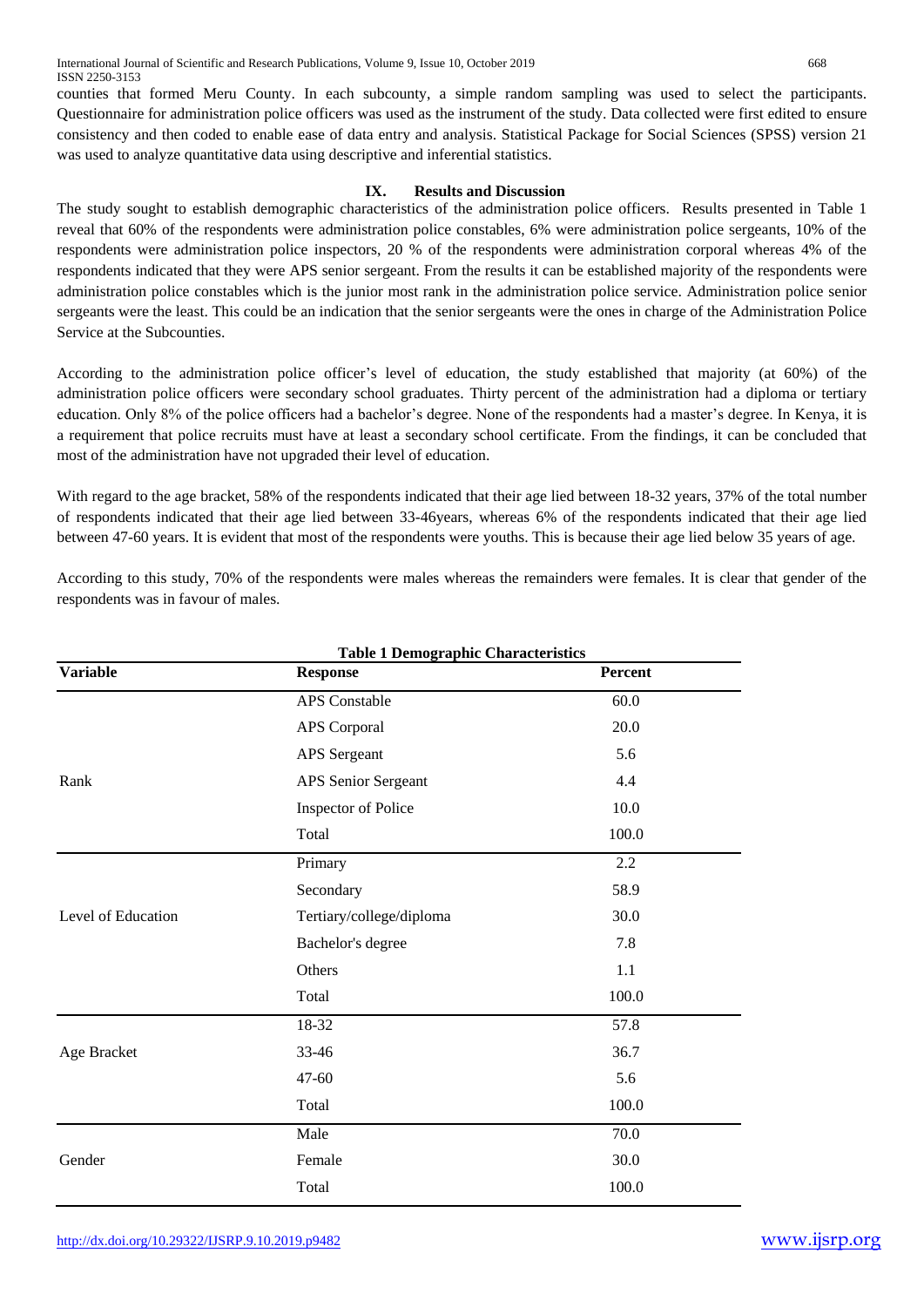counties that formed Meru County. In each subcounty, a simple random sampling was used to select the participants. Questionnaire for administration police officers was used as the instrument of the study. Data collected were first edited to ensure consistency and then coded to enable ease of data entry and analysis. Statistical Package for Social Sciences (SPSS) version 21 was used to analyze quantitative data using descriptive and inferential statistics.

## IX. Results and Discussion

The study sought to establish demographic characteristics of the administration police officers. Results presented in Table 1 reveal that 60% of the respondents were administration police constables, 6% were administration police sergeants, 10% of the respondents were administration police inspectors, 20 % of the respondents were administration corporal whereas 4% of the respondents indicated that they were APS senior sergeant. From the results it can be established majority of the respondents were administration police constables which is the junior most rank in the administration police service. Administration police senior sergeants were the least. This could be an indication that the senior sergeants were the ones in charge of the Administration Police Service at the Subcounties.

According to the administration police officer's level of education, the study established that majority (at 60%) of the administration police officers were secondary school graduates. Thirty percent of the administration had a diploma or tertiary education. Only 8% of the police officers had a bachelor's degree. None of the respondents had a master's degree. In Kenya, it is a requirement that police recruits must have at least a secondary school certificate. From the findings, it can be concluded that most of the administration have not upgraded their level of education.

With regard to the age bracket, 58% of the respondents indicated that their age lied between 18-32 years, 37% of the total number of respondents indicated that their age lied between 33-46years, whereas 6% of the respondents indicated that their age lied between 47-60 years. It is evident that most of the respondents were youths. This is because their age lied below 35 years of age.

According to this study, 70% of the respondents were males whereas the remainders were females. It is clear that gender of the respondents was in favour of males.

**Table 1 Demographic Characteristics**

| Variable | Response | Percent |
|---|---|---|
| Rank | APS Constable | 60.0 |
| | APS Corporal | 20.0 |
| | APS Sergeant | 5.6 |
| | APS Senior Sergeant | 4.4 |
| | Inspector of Police | 10.0 |
| | Total | 100.0 |
| Level of Education | Primary | 2.2 |
| | Secondary | 58.9 |
| | Tertiary/college/diploma | 30.0 |
| | Bachelor's degree | 7.8 |
| | Others | 1.1 |
| | Total | 100.0 |
| Age Bracket | 18-32 | 57.8 |
| | 33-46 | 36.7 |
| | 47-60 | 5.6 |
| | Total | 100.0 |
| Gender | Male | 70.0 |
| | Female | 30.0 |
| | Total | 100.0 |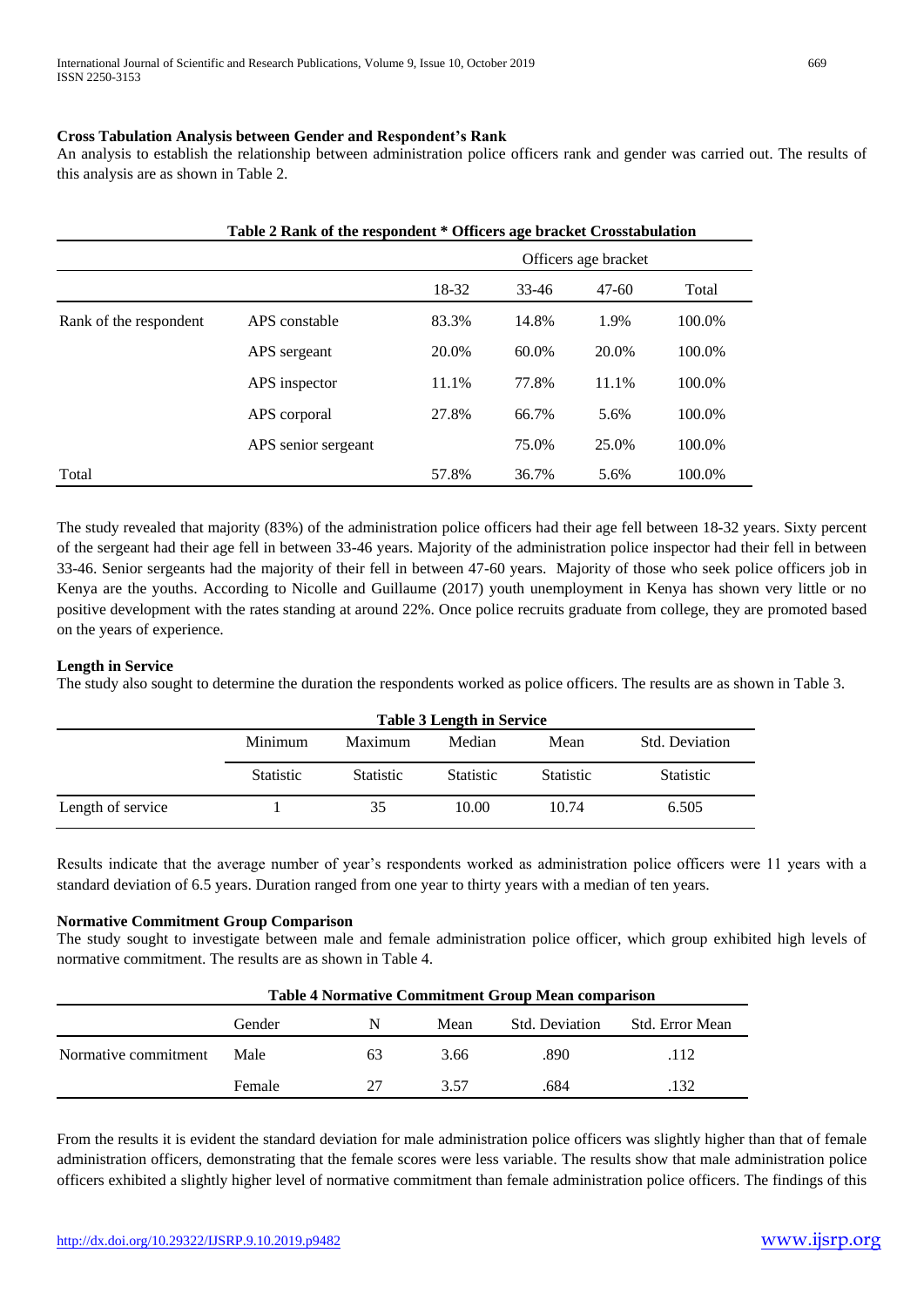**Cross Tabulation Analysis between Gender and Respondent's Rank**

An analysis to establish the relationship between administration police officers rank and gender was carried out. The results of this analysis are as shown in Table 2.

**Table 2 Rank of the respondent * Officers age bracket Crosstabulation**

| | | Officers age bracket | | | |
|---|---|---|---|---|---|
| | | 18-32 | 33-46 | 47-60 | Total |
| Rank of the respondent | APS constable | 83.3% | 14.8% | 1.9% | 100.0% |
| | APS sergeant | 20.0% | 60.0% | 20.0% | 100.0% |
| | APS inspector | 11.1% | 77.8% | 11.1% | 100.0% |
| | APS corporal | 27.8% | 66.7% | 5.6% | 100.0% |
| | APS senior sergeant | | 75.0% | 25.0% | 100.0% |
| Total | | 57.8% | 36.7% | 5.6% | 100.0% |

The study revealed that majority (83%) of the administration police officers had their age fell between 18-32 years. Sixty percent of the sergeant had their age fell in between 33-46 years. Majority of the administration police inspector had their fell in between 33-46. Senior sergeants had the majority of their fell in between 47-60 years. Majority of those who seek police officers job in Kenya are the youths. According to Nicolle and Guillaume (2017) youth unemployment in Kenya has shown very little or no positive development with the rates standing at around 22%. Once police recruits graduate from college, they are promoted based on the years of experience.

**Length in Service**

The study also sought to determine the duration the respondents worked as police officers. The results are as shown in Table 3.

**Table 3 Length in Service**

| | Minimum | Maximum | Median | Mean | Std. Deviation |
|---|---|---|---|---|---|
| | Statistic | Statistic | Statistic | Statistic | Statistic |
| Length of service | 1 | 35 | 10.00 | 10.74 | 6.505 |

Results indicate that the average number of year's respondents worked as administration police officers were 11 years with a standard deviation of 6.5 years. Duration ranged from one year to thirty years with a median of ten years.

**Normative Commitment Group Comparison**

The study sought to investigate between male and female administration police officer, which group exhibited high levels of normative commitment. The results are as shown in Table 4.

**Table 4 Normative Commitment Group Mean comparison**

| | Gender | N | Mean | Std. Deviation | Std. Error Mean |
|---|---|---|---|---|---|
| Normative commitment | Male | 63 | 3.66 | .890 | .112 |
| | Female | 27 | 3.57 | .684 | .132 |

From the results it is evident the standard deviation for male administration police officers was slightly higher than that of female administration officers, demonstrating that the female scores were less variable. The results show that male administration police officers exhibited a slightly higher level of normative commitment than female administration police officers. The findings of this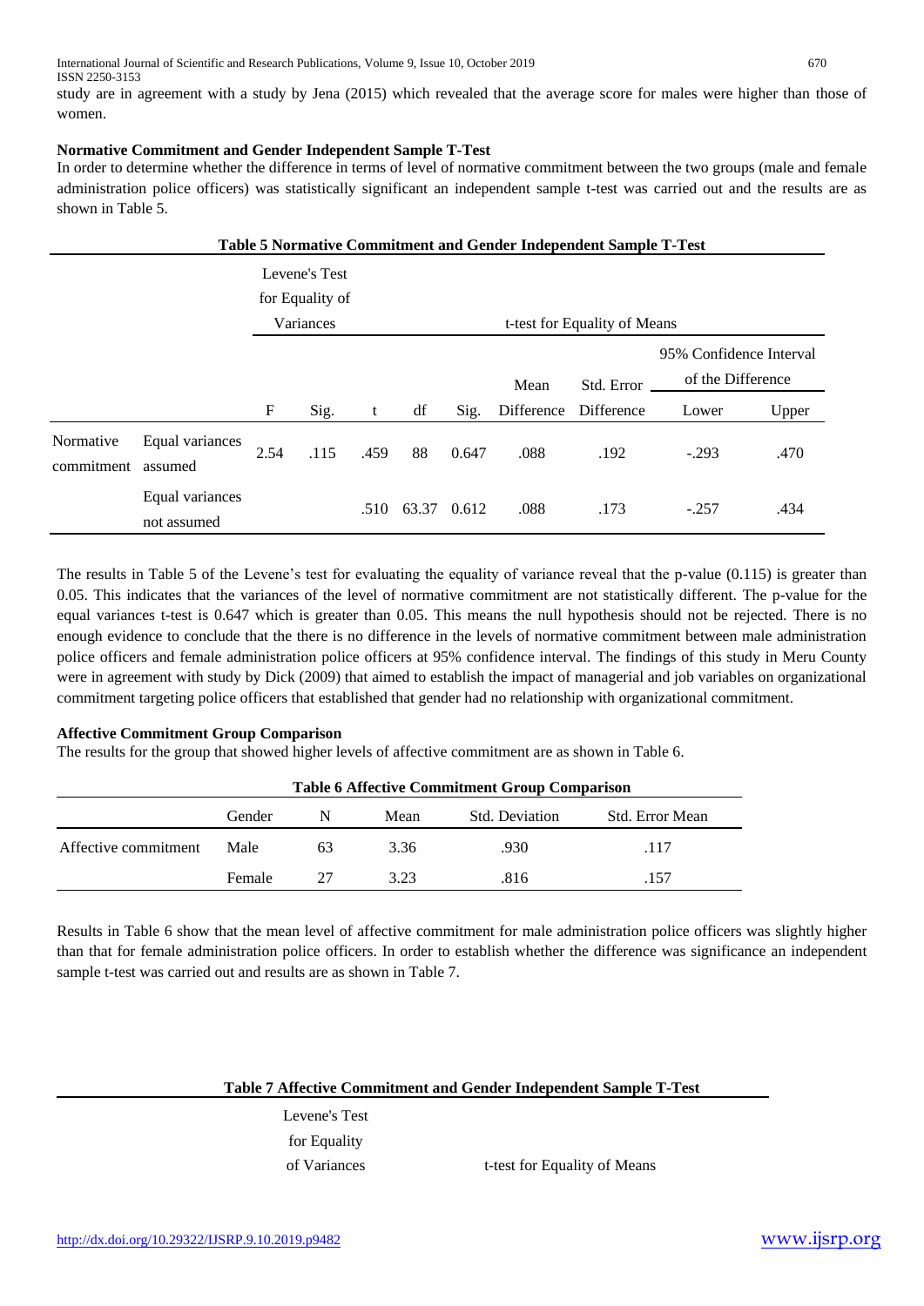study are in agreement with a study by Jena (2015) which revealed that the average score for males were higher than those of women.

**Normative Commitment and Gender Independent Sample T-Test**

In order to determine whether the difference in terms of level of normative commitment between the two groups (male and female administration police officers) was statistically significant an independent sample t-test was carried out and the results are as shown in Table 5.

**Table 5 Normative Commitment and Gender Independent Sample T-Test**

| | | Levene's Test for Equality of Variances | | t-test for Equality of Means | | | | | | |
|---|---|---|---|---|---|---|---|---|---|---|
| | | | | | | | | | 95% Confidence Interval of the Difference | |
| | | F | Sig. | t | df | Sig. | Mean Difference | Std. Error Difference | Lower | Upper |
| Normative commitment | Equal variances assumed | 2.54 | .115 | .459 | 88 | 0.647 | .088 | .192 | -.293 | .470 |
| | Equal variances not assumed | | | .510 | 63.37 | 0.612 | .088 | .173 | -.257 | .434 |

The results in Table 5 of the Levene's test for evaluating the equality of variance reveal that the p-value (0.115) is greater than 0.05. This indicates that the variances of the level of normative commitment are not statistically different. The p-value for the equal variances t-test is 0.647 which is greater than 0.05. This means the null hypothesis should not be rejected. There is no enough evidence to conclude that the there is no difference in the levels of normative commitment between male administration police officers and female administration police officers at 95% confidence interval. The findings of this study in Meru County were in agreement with study by Dick (2009) that aimed to establish the impact of managerial and job variables on organizational commitment targeting police officers that established that gender had no relationship with organizational commitment.

**Affective Commitment Group Comparison**

The results for the group that showed higher levels of affective commitment are as shown in Table 6.

**Table 6 Affective Commitment Group Comparison**

| | Gender | N | Mean | Std. Deviation | Std. Error Mean |
|---|---|---|---|---|---|
| Affective commitment | Male | 63 | 3.36 | .930 | .117 |
| | Female | 27 | 3.23 | .816 | .157 |

Results in Table 6 show that the mean level of affective commitment for male administration police officers was slightly higher than that for female administration police officers. In order to establish whether the difference was significance an independent sample t-test was carried out and results are as shown in Table 7.

**Table 7 Affective Commitment and Gender Independent Sample T-Test**

| | Levene's Test for Equality of Variances | t-test for Equality of Means |
|---|---|---|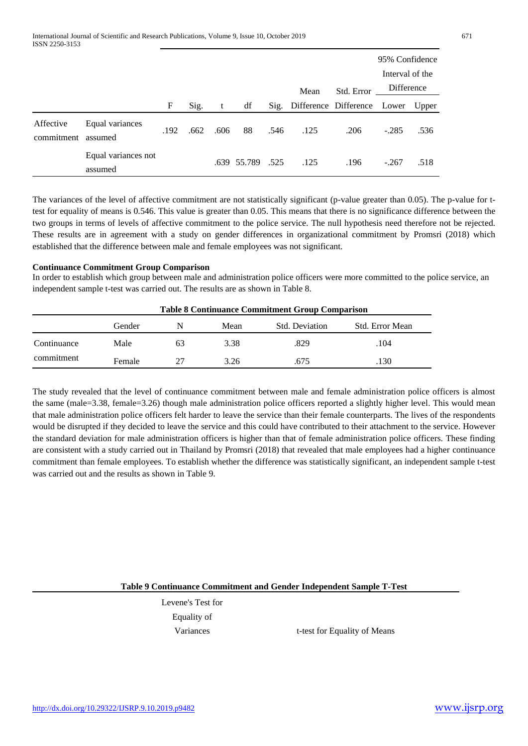| | | F | Sig. | t | df | Sig. | Mean Difference | Std. Error Difference | 95% Confidence Interval of the Difference Lower | Upper |
|---|---|---|---|---|---|---|---|---|---|---|
| Affective commitment | Equal variances assumed | .192 | .662 | .606 | 88 | .546 | .125 | .206 | -.285 | .536 |
| | Equal variances not assumed | | | .639 | 55.789 | .525 | .125 | .196 | -.267 | .518 |

The variances of the level of affective commitment are not statistically significant (p-value greater than 0.05). The p-value for t-test for equality of means is 0.546. This value is greater than 0.05. This means that there is no significance difference between the two groups in terms of levels of affective commitment to the police service. The null hypothesis need therefore not be rejected. These results are in agreement with a study on gender differences in organizational commitment by Promsri (2018) which established that the difference between male and female employees was not significant.

**Continuance Commitment Group Comparison**

In order to establish which group between male and administration police officers were more committed to the police service, an independent sample t-test was carried out. The results are as shown in Table 8.

**Table 8 Continuance Commitment Group Comparison**

| | Gender | N | Mean | Std. Deviation | Std. Error Mean |
|---|---|---|---|---|---|
| Continuance commitment | Male | 63 | 3.38 | .829 | .104 |
| | Female | 27 | 3.26 | .675 | .130 |

The study revealed that the level of continuance commitment between male and female administration police officers is almost the same (male=3.38, female=3.26) though male administration police officers reported a slightly higher level. This would mean that male administration police officers felt harder to leave the service than their female counterparts. The lives of the respondents would be disrupted if they decided to leave the service and this could have contributed to their attachment to the service. However the standard deviation for male administration officers is higher than that of female administration police officers. These finding are consistent with a study carried out in Thailand by Promsri (2018) that revealed that male employees had a higher continuance commitment than female employees. To establish whether the difference was statistically significant, an independent sample t-test was carried out and the results as shown in Table 9.

**Table 9 Continuance Commitment and Gender Independent Sample T-Test**

| | | Levene's Test for Equality of Variances | | t-test for Equality of Means |
|---|---|---|---|---|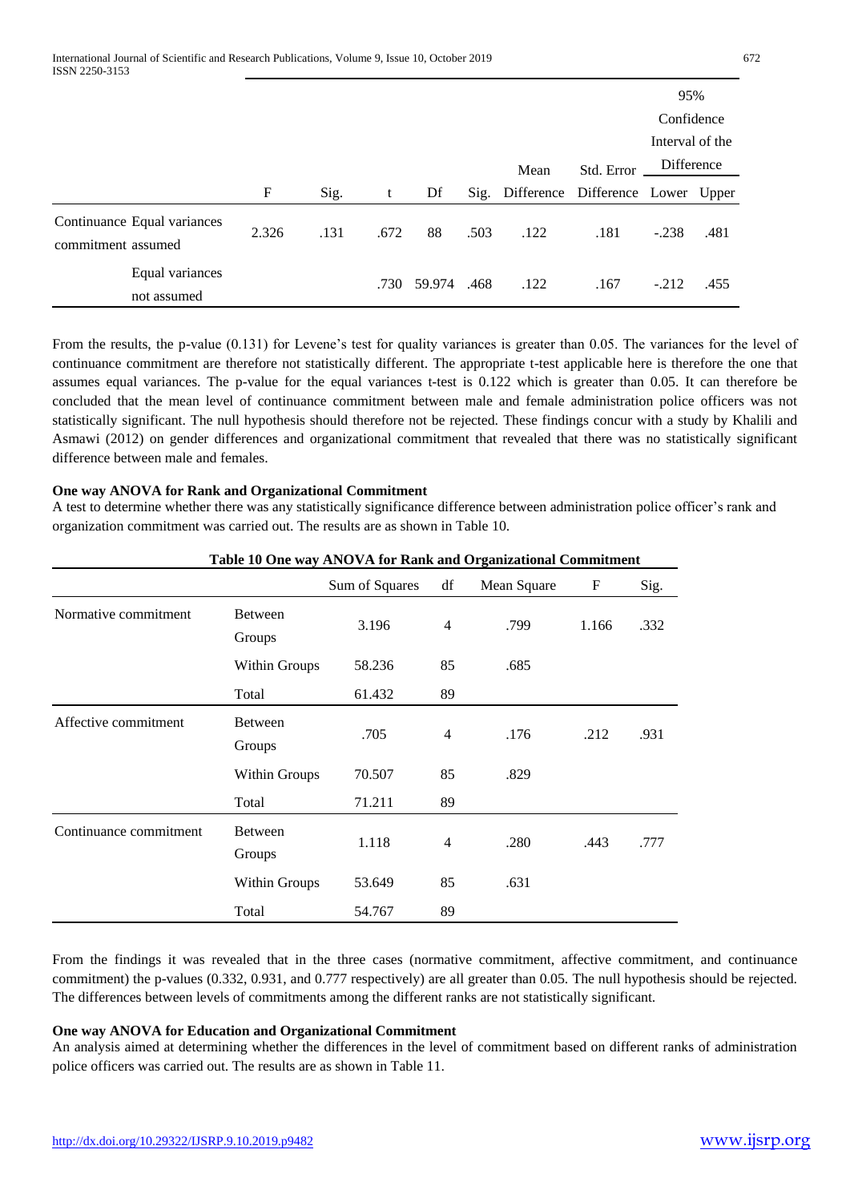|  |  | F | Sig. | t | Df | Sig. | Mean Difference | Std. Error Difference | 95% Confidence Interval of the Difference | |
|---|---|---|---|---|---|---|---|---|---|---|
|  |  |  |  |  |  |  |  |  | Lower | Upper |
| Continuance commitment | Equal variances assumed | 2.326 | .131 | .672 | 88 | .503 | .122 | .181 | -.238 | .481 |
|  | Equal variances not assumed |  |  | .730 | 59.974 | .468 | .122 | .167 | -.212 | .455 |

From the results, the p-value (0.131) for Levene's test for quality variances is greater than 0.05. The variances for the level of continuance commitment are therefore not statistically different. The appropriate t-test applicable here is therefore the one that assumes equal variances. The p-value for the equal variances t-test is 0.122 which is greater than 0.05. It can therefore be concluded that the mean level of continuance commitment between male and female administration police officers was not statistically significant. The null hypothesis should therefore not be rejected. These findings concur with a study by Khalili and Asmawi (2012) on gender differences and organizational commitment that revealed that there was no statistically significant difference between male and females.

**One way ANOVA for Rank and Organizational Commitment**

A test to determine whether there was any statistically significance difference between administration police officer's rank and organization commitment was carried out. The results are as shown in Table 10.

**Table 10 One way ANOVA for Rank and Organizational Commitment**

|  |  | Sum of Squares | df | Mean Square | F | Sig. |
|---|---|---|---|---|---|---|
| Normative commitment | Between Groups | 3.196 | 4 | .799 | 1.166 | .332 |
|  | Within Groups | 58.236 | 85 | .685 |  |  |
|  | Total | 61.432 | 89 |  |  |  |
| Affective commitment | Between Groups | .705 | 4 | .176 | .212 | .931 |
|  | Within Groups | 70.507 | 85 | .829 |  |  |
|  | Total | 71.211 | 89 |  |  |  |
| Continuance commitment | Between Groups | 1.118 | 4 | .280 | .443 | .777 |
|  | Within Groups | 53.649 | 85 | .631 |  |  |
|  | Total | 54.767 | 89 |  |  |  |

From the findings it was revealed that in the three cases (normative commitment, affective commitment, and continuance commitment) the p-values (0.332, 0.931, and 0.777 respectively) are all greater than 0.05. The null hypothesis should be rejected. The differences between levels of commitments among the different ranks are not statistically significant.

**One way ANOVA for Education and Organizational Commitment**

An analysis aimed at determining whether the differences in the level of commitment based on different ranks of administration police officers was carried out. The results are as shown in Table 11.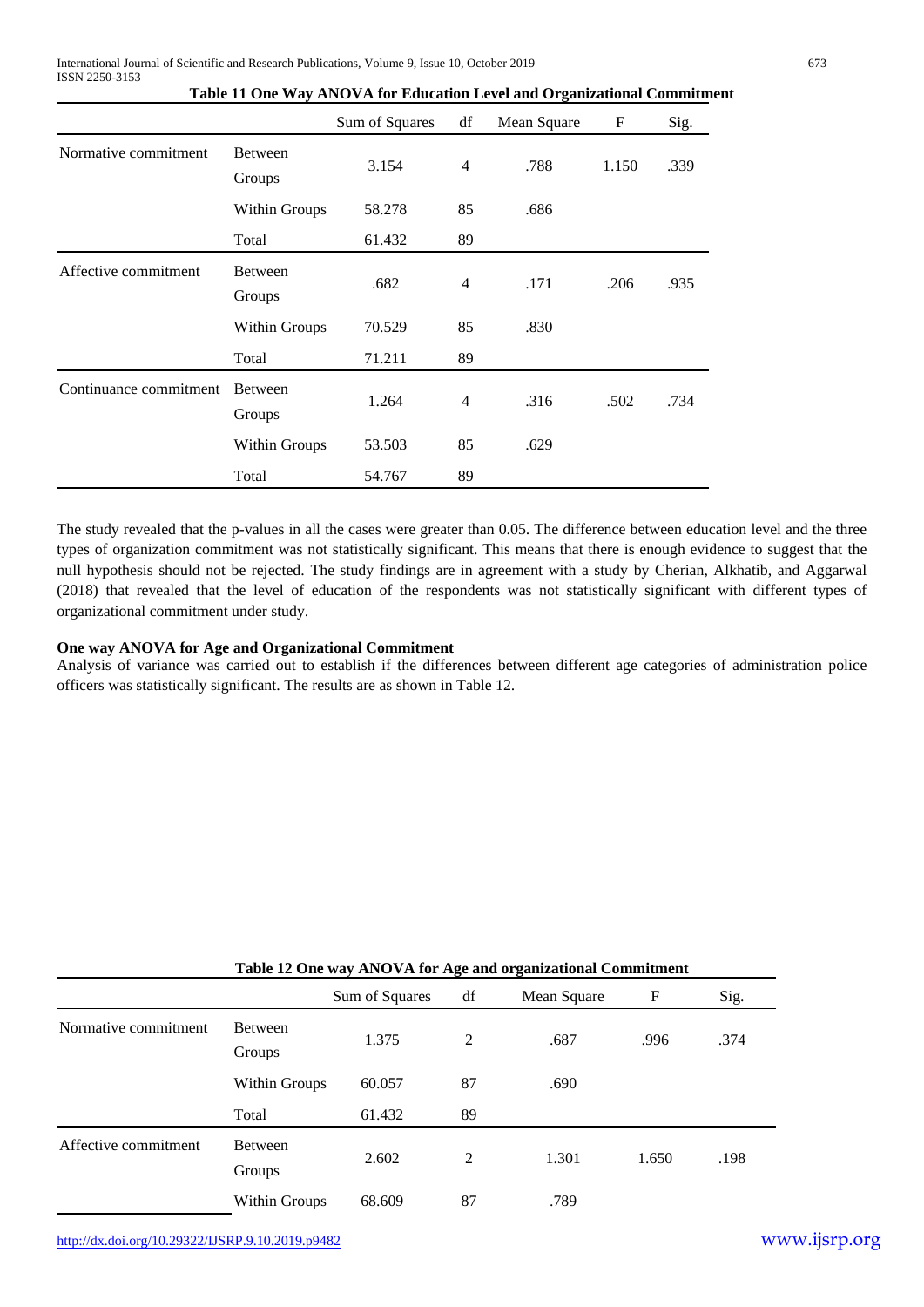**Table 11 One Way ANOVA for Education Level and Organizational Commitment**

| | | Sum of Squares | df | Mean Square | F | Sig. |
|---|---|---|---|---|---|---|
| Normative commitment | Between Groups | 3.154 | 4 | .788 | 1.150 | .339 |
| | Within Groups | 58.278 | 85 | .686 | | |
| | Total | 61.432 | 89 | | | |
| Affective commitment | Between Groups | .682 | 4 | .171 | .206 | .935 |
| | Within Groups | 70.529 | 85 | .830 | | |
| | Total | 71.211 | 89 | | | |
| Continuance commitment | Between Groups | 1.264 | 4 | .316 | .502 | .734 |
| | Within Groups | 53.503 | 85 | .629 | | |
| | Total | 54.767 | 89 | | | |

The study revealed that the p-values in all the cases were greater than 0.05. The difference between education level and the three types of organization commitment was not statistically significant. This means that there is enough evidence to suggest that the null hypothesis should not be rejected. The study findings are in agreement with a study by Cherian, Alkhatib, and Aggarwal (2018) that revealed that the level of education of the respondents was not statistically significant with different types of organizational commitment under study.

**One way ANOVA for Age and Organizational Commitment**

Analysis of variance was carried out to establish if the differences between different age categories of administration police officers was statistically significant. The results are as shown in Table 12.

**Table 12 One way ANOVA for Age and organizational Commitment**

| | | Sum of Squares | df | Mean Square | F | Sig. |
|---|---|---|---|---|---|---|
| Normative commitment | Between Groups | 1.375 | 2 | .687 | .996 | .374 |
| | Within Groups | 60.057 | 87 | .690 | | |
| | Total | 61.432 | 89 | | | |
| Affective commitment | Between Groups | 2.602 | 2 | 1.301 | 1.650 | .198 |
| | Within Groups | 68.609 | 87 | .789 | | |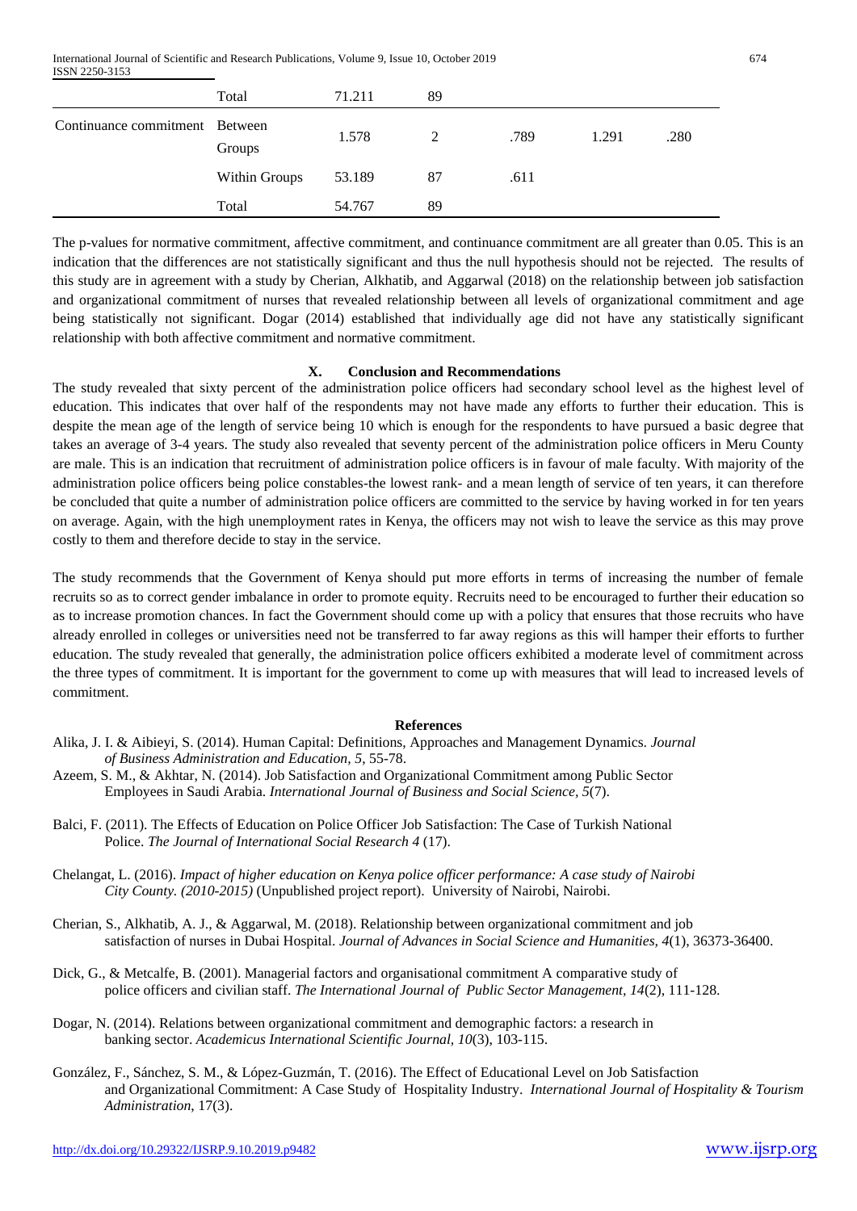|  | Total | 71.211 | 89 |  |  |  |
| --- | --- | --- | --- | --- | --- | --- |
| Continuance commitment | Between Groups | 1.578 | 2 | .789 | 1.291 | .280 |
|  | Within Groups | 53.189 | 87 | .611 |  |  |
|  | Total | 54.767 | 89 |  |  |  |

The p-values for normative commitment, affective commitment, and continuance commitment are all greater than 0.05. This is an indication that the differences are not statistically significant and thus the null hypothesis should not be rejected. The results of this study are in agreement with a study by Cherian, Alkhatib, and Aggarwal (2018) on the relationship between job satisfaction and organizational commitment of nurses that revealed relationship between all levels of organizational commitment and age being statistically not significant. Dogar (2014) established that individually age did not have any statistically significant relationship with both affective commitment and normative commitment.

## X. Conclusion and Recommendations

The study revealed that sixty percent of the administration police officers had secondary school level as the highest level of education. This indicates that over half of the respondents may not have made any efforts to further their education. This is despite the mean age of the length of service being 10 which is enough for the respondents to have pursued a basic degree that takes an average of 3-4 years. The study also revealed that seventy percent of the administration police officers in Meru County are male. This is an indication that recruitment of administration police officers is in favour of male faculty. With majority of the administration police officers being police constables-the lowest rank- and a mean length of service of ten years, it can therefore be concluded that quite a number of administration police officers are committed to the service by having worked in for ten years on average. Again, with the high unemployment rates in Kenya, the officers may not wish to leave the service as this may prove costly to them and therefore decide to stay in the service.

The study recommends that the Government of Kenya should put more efforts in terms of increasing the number of female recruits so as to correct gender imbalance in order to promote equity. Recruits need to be encouraged to further their education so as to increase promotion chances. In fact the Government should come up with a policy that ensures that those recruits who have already enrolled in colleges or universities need not be transferred to far away regions as this will hamper their efforts to further education. The study revealed that generally, the administration police officers exhibited a moderate level of commitment across the three types of commitment. It is important for the government to come up with measures that will lead to increased levels of commitment.

## References

Alika, J. I. & Aibieyi, S. (2014). Human Capital: Definitions, Approaches and Management Dynamics. *Journal of Business Administration and Education, 5,* 55-78.

Azeem, S. M., & Akhtar, N. (2014). Job Satisfaction and Organizational Commitment among Public Sector Employees in Saudi Arabia. *International Journal of Business and Social Science, 5*(7).

Balci, F. (2011). The Effects of Education on Police Officer Job Satisfaction: The Case of Turkish National Police. *The Journal of International Social Research 4* (17).

Chelangat, L. (2016). *Impact of higher education on Kenya police officer performance: A case study of Nairobi City County. (2010-2015)* (Unpublished project report). University of Nairobi, Nairobi.

Cherian, S., Alkhatib, A. J., & Aggarwal, M. (2018). Relationship between organizational commitment and job satisfaction of nurses in Dubai Hospital. *Journal of Advances in Social Science and Humanities, 4*(1), 36373-36400.

Dick, G., & Metcalfe, B. (2001). Managerial factors and organisational commitment A comparative study of police officers and civilian staff. *The International Journal of Public Sector Management, 14*(2), 111-128.

Dogar, N. (2014). Relations between organizational commitment and demographic factors: a research in banking sector. *Academicus International Scientific Journal, 10*(3), 103-115.

González, F., Sánchez, S. M., & López-Guzmán, T. (2016). The Effect of Educational Level on Job Satisfaction and Organizational Commitment: A Case Study of Hospitality Industry. *International Journal of Hospitality & Tourism Administration*, 17(3).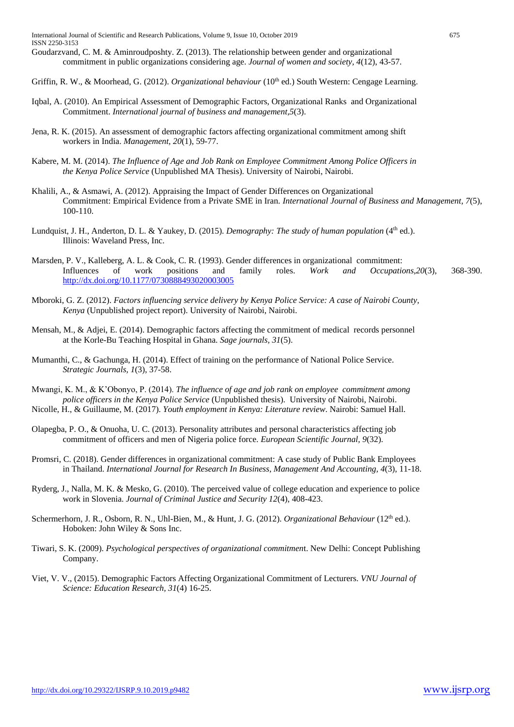Goudarzvand, C. M. & Aminroudposhty. Z. (2013). The relationship between gender and organizational commitment in public organizations considering age. *Journal of women and society, 4*(12), 43-57.

Griffin, R. W., & Moorhead, G. (2012). *Organizational behaviour* (10th ed.) South Western: Cengage Learning.

Iqbal, A. (2010). An Empirical Assessment of Demographic Factors, Organizational Ranks and Organizational Commitment. *International journal of business and management,5*(3).

Jena, R. K. (2015). An assessment of demographic factors affecting organizational commitment among shift workers in India. *Management, 20*(1), 59-77.

Kabere, M. M. (2014). *The Influence of Age and Job Rank on Employee Commitment Among Police Officers in the Kenya Police Service* (Unpublished MA Thesis). University of Nairobi, Nairobi.

Khalili, A., & Asmawi, A. (2012). Appraising the Impact of Gender Differences on Organizational Commitment: Empirical Evidence from a Private SME in Iran. *International Journal of Business and Management, 7*(5), 100-110.

Lundquist, J. H., Anderton, D. L. & Yaukey, D. (2015). *Demography: The study of human population* (4th ed.). Illinois: Waveland Press, Inc.

Marsden, P. V., Kalleberg, A. L. & Cook, C. R. (1993). Gender differences in organizational commitment: Influences of work positions and family roles. *Work and Occupations,20*(3), 368-390. http://dx.doi.org/10.1177/0730888493020003005

Mboroki, G. Z. (2012). *Factors influencing service delivery by Kenya Police Service: A case of Nairobi County, Kenya* (Unpublished project report). University of Nairobi, Nairobi.

Mensah, M., & Adjei, E. (2014). Demographic factors affecting the commitment of medical records personnel at the Korle-Bu Teaching Hospital in Ghana. *Sage journals, 31*(5).

Mumanthi, C., & Gachunga, H. (2014). Effect of training on the performance of National Police Service. *Strategic Journals, 1*(3), 37-58.

Mwangi, K. M., & K'Obonyo, P. (2014). *The influence of age and job rank on employee commitment among police officers in the Kenya Police Service* (Unpublished thesis). University of Nairobi, Nairobi.

Nicolle, H., & Guillaume, M. (2017). *Youth employment in Kenya: Literature review*. Nairobi: Samuel Hall.

Olapegba, P. O., & Onuoha, U. C. (2013). Personality attributes and personal characteristics affecting job commitment of officers and men of Nigeria police force. *European Scientific Journal, 9*(32).

Promsri, C. (2018). Gender differences in organizational commitment: A case study of Public Bank Employees in Thailand. *International Journal for Research In Business, Management And Accounting, 4*(3), 11-18.

Ryderg, J., Nalla, M. K. & Mesko, G. (2010). The perceived value of college education and experience to police work in Slovenia. *Journal of Criminal Justice and Security 12*(4), 408-423.

Schermerhorn, J. R., Osborn, R. N., Uhl-Bien, M., & Hunt, J. G. (2012). *Organizational Behaviour* (12th ed.). Hoboken: John Wiley & Sons Inc.

Tiwari, S. K. (2009). *Psychological perspectives of organizational commitment*. New Delhi: Concept Publishing Company.

Viet, V. V., (2015). Demographic Factors Affecting Organizational Commitment of Lecturers. *VNU Journal of Science: Education Research, 31*(4) 16-25.